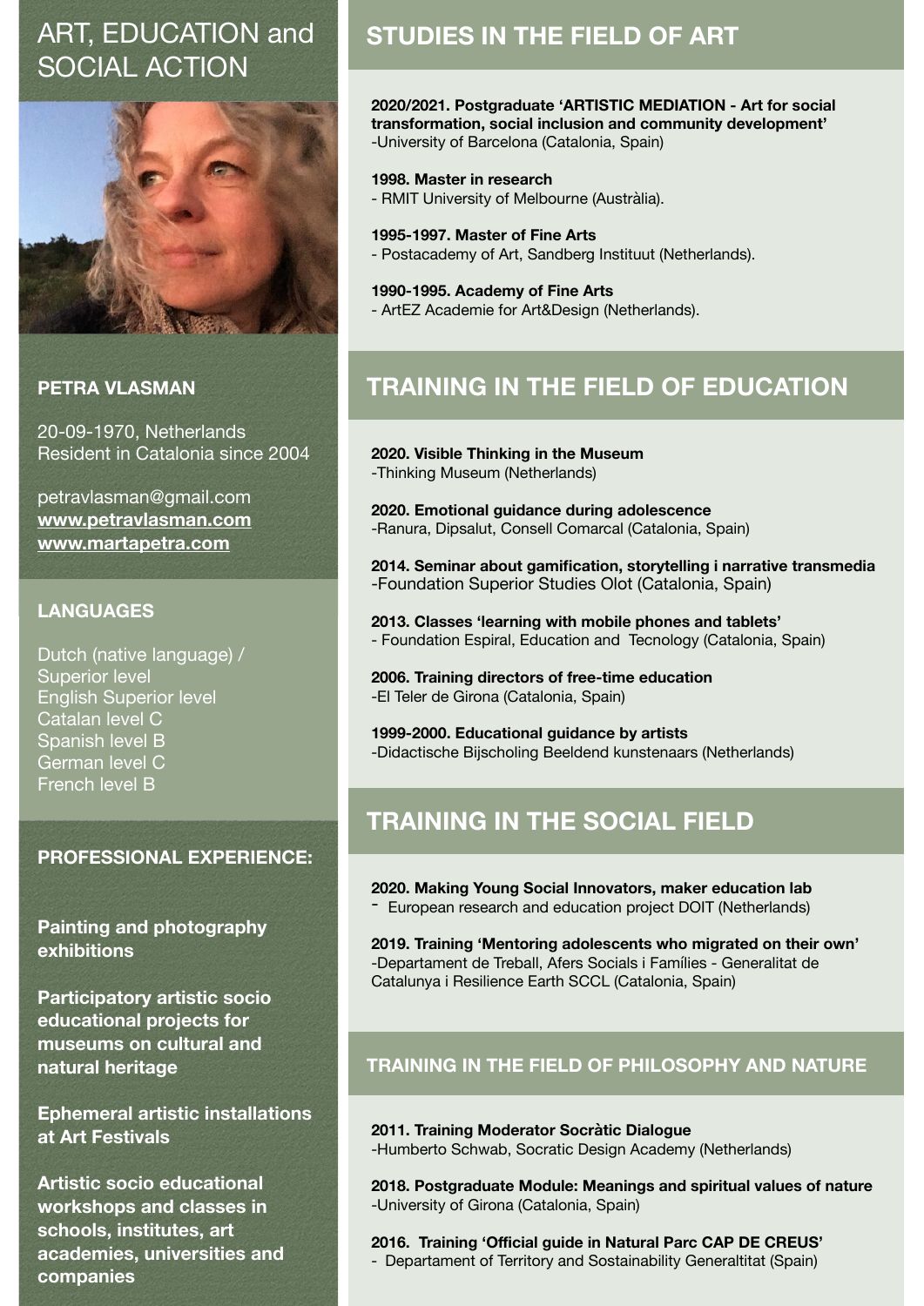# ART, EDUCATION and SOCIAL ACTION

**PETRA VLASMAN**

20-09-1970, Netherlands
Resident in Catalonia since 2004

petravlasman@gmail.com
**www.petravlasman.com**
**www.martapetra.com**

## LANGUAGES

Dutch (native language) / Superior level
English Superior level
Catalan level C
Spanish level B
German level C
French level B

## PROFESSIONAL EXPERIENCE:

**Painting and photography exhibitions**

**Participatory artistic socio educational projects for museums on cultural and natural heritage**

**Ephemeral artistic installations at Art Festivals**

**Artistic socio educational workshops and classes in schools, institutes, art academies, universities and companies**

## STUDIES IN THE FIELD OF ART

**2020/2021. Postgraduate 'ARTISTIC MEDIATION - Art for social transformation, social inclusion and community development'**
-University of Barcelona (Catalonia, Spain)

**1998. Master in research**
- RMIT University of Melbourne (Austràlia).

**1995-1997. Master of Fine Arts**
- Postacademy of Art, Sandberg Instituut (Netherlands).

**1990-1995. Academy of Fine Arts**
- ArtEZ Academie for Art&Design (Netherlands).

## TRAINING IN THE FIELD OF EDUCATION

**2020. Visible Thinking in the Museum**
-Thinking Museum (Netherlands)

**2020. Emotional guidance during adolescence**
-Ranura, Dipsalut, Consell Comarcal (Catalonia, Spain)

**2014. Seminar about gamification, storytelling i narrative transmedia**
-Foundation Superior Studies Olot (Catalonia, Spain)

**2013. Classes 'learning with mobile phones and tablets'**
- Foundation Espiral, Education and Tecnology (Catalonia, Spain)

**2006. Training directors of free-time education**
-El Teler de Girona (Catalonia, Spain)

**1999-2000. Educational guidance by artists**
-Didactische Bijscholing Beeldend kunstenaars (Netherlands)

## TRAINING IN THE SOCIAL FIELD

**2020. Making Young Social Innovators, maker education lab**
- European research and education project DOIT (Netherlands)

**2019. Training 'Mentoring adolescents who migrated on their own'**
-Departament de Treball, Afers Socials i Famílies - Generalitat de Catalunya i Resilience Earth SCCL (Catalonia, Spain)

## TRAINING IN THE FIELD OF PHILOSOPHY AND NATURE

**2011. Training Moderator Socràtic Dialogue**
-Humberto Schwab, Socratic Design Academy (Netherlands)

**2018. Postgraduate Module: Meanings and spiritual values of nature**
-University of Girona (Catalonia, Spain)

**2016. Training 'Official guide in Natural Parc CAP DE CREUS'**
- Departament of Territory and Sostainability Generaltitat (Spain)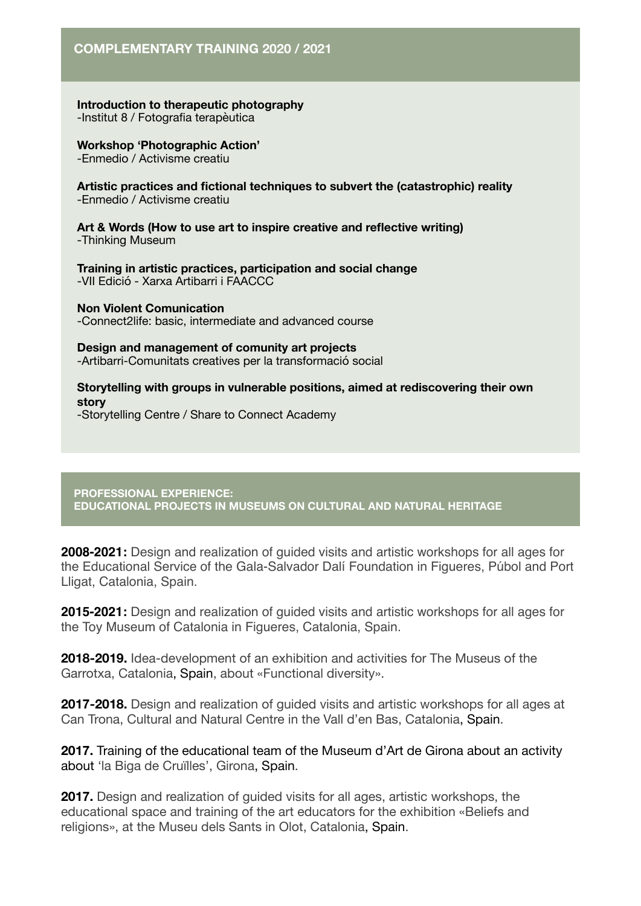## COMPLEMENTARY TRAINING 2020 / 2021

**Introduction to therapeutic photography**
-Institut 8 / Fotografia terapèutica

**Workshop 'Photographic Action'**
-Enmedio / Activisme creatiu

**Artistic practices and fictional techniques to subvert the (catastrophic) reality**
-Enmedio / Activisme creatiu

**Art & Words (How to use art to inspire creative and reflective writing)**
-Thinking Museum

**Training in artistic practices, participation and social change**
-VII Edició - Xarxa Artibarri i FAACCC

**Non Violent Comunication**
-Connect2life: basic, intermediate and advanced course

**Design and management of comunity art projects**
-Artibarri-Comunitats creatives per la transformació social

**Storytelling with groups in vulnerable positions, aimed at rediscovering their own story**
-Storytelling Centre / Share to Connect Academy

## PROFESSIONAL EXPERIENCE: EDUCATIONAL PROJECTS IN MUSEUMS ON CULTURAL AND NATURAL HERITAGE

**2008-2021:** Design and realization of guided visits and artistic workshops for all ages for the Educational Service of the Gala-Salvador Dalí Foundation in Figueres, Púbol and Port Lligat, Catalonia, Spain.

**2015-2021:** Design and realization of guided visits and artistic workshops for all ages for the Toy Museum of Catalonia in Figueres, Catalonia, Spain.

**2018-2019.** Idea-development of an exhibition and activities for The Museus of the Garrotxa, Catalonia, Spain, about «Functional diversity».

**2017-2018.** Design and realization of guided visits and artistic workshops for all ages at Can Trona, Cultural and Natural Centre in the Vall d'en Bas, Catalonia, Spain.

**2017.** Training of the educational team of the Museum d'Art de Girona about an activity about 'la Biga de Cruïlles', Girona, Spain.

**2017.** Design and realization of guided visits for all ages, artistic workshops, the educational space and training of the art educators for the exhibition «Beliefs and religions», at the Museu dels Sants in Olot, Catalonia, Spain.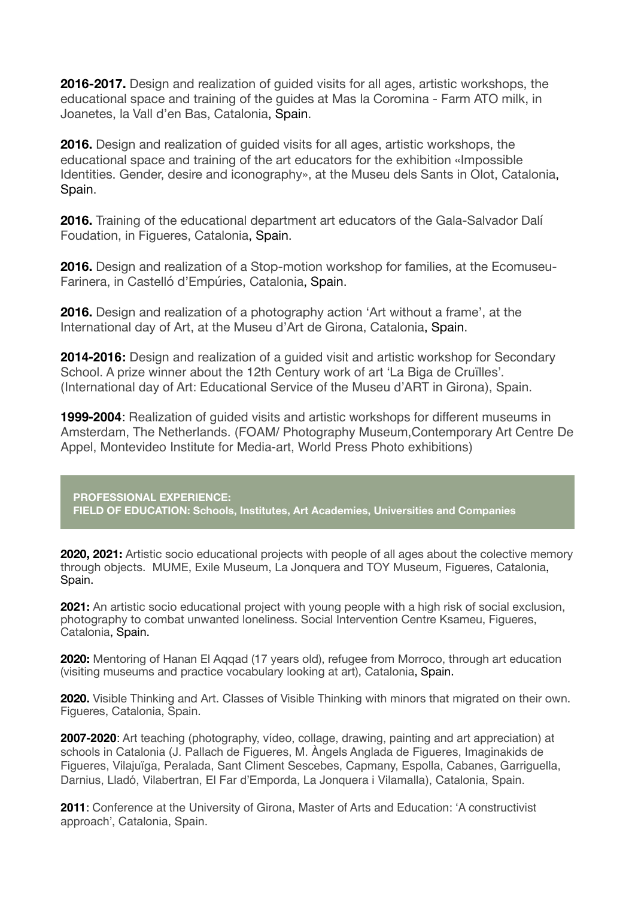**2016-2017.** Design and realization of guided visits for all ages, artistic workshops, the educational space and training of the guides at Mas la Coromina - Farm ATO milk, in Joanetes, la Vall d'en Bas, Catalonia, Spain.

**2016.** Design and realization of guided visits for all ages, artistic workshops, the educational space and training of the art educators for the exhibition «Impossible Identities. Gender, desire and iconography», at the Museu dels Sants in Olot, Catalonia, Spain.

**2016.** Training of the educational department art educators of the Gala-Salvador Dalí Foudation, in Figueres, Catalonia, Spain.

**2016.** Design and realization of a Stop-motion workshop for families, at the Ecomuseu-Farinera, in Castelló d'Empúries, Catalonia, Spain.

**2016.** Design and realization of a photography action 'Art without a frame', at the International day of Art, at the Museu d'Art de Girona, Catalonia, Spain.

**2014-2016:** Design and realization of a guided visit and artistic workshop for Secondary School. A prize winner about the 12th Century work of art 'La Biga de Cruïlles'. (International day of Art: Educational Service of the Museu d'ART in Girona), Spain.

**1999-2004**: Realization of guided visits and artistic workshops for different museums in Amsterdam, The Netherlands. (FOAM/ Photography Museum,Contemporary Art Centre De Appel, Montevideo Institute for Media-art, World Press Photo exhibitions)

## PROFESSIONAL EXPERIENCE: FIELD OF EDUCATION: Schools, Institutes, Art Academies, Universities and Companies

**2020, 2021:** Artistic socio educational projects with people of all ages about the colective memory through objects. MUME, Exile Museum, La Jonquera and TOY Museum, Figueres, Catalonia, Spain.

**2021:** An artistic socio educational project with young people with a high risk of social exclusion, photography to combat unwanted loneliness. Social Intervention Centre Ksameu, Figueres, Catalonia, Spain.

**2020:** Mentoring of Hanan El Aqqad (17 years old), refugee from Morroco, through art education (visiting museums and practice vocabulary looking at art), Catalonia, Spain.

**2020.** Visible Thinking and Art. Classes of Visible Thinking with minors that migrated on their own. Figueres, Catalonia, Spain.

**2007-2020**: Art teaching (photography, vídeo, collage, drawing, painting and art appreciation) at schools in Catalonia (J. Pallach de Figueres, M. Àngels Anglada de Figueres, Imaginakids de Figueres, Vilajuïga, Peralada, Sant Climent Sescebes, Capmany, Espolla, Cabanes, Garriguella, Darnius, Lladó, Vilabertran, El Far d'Emporda, La Jonquera i Vilamalla), Catalonia, Spain.

**2011**: Conference at the University of Girona, Master of Arts and Education: 'A constructivist approach', Catalonia, Spain.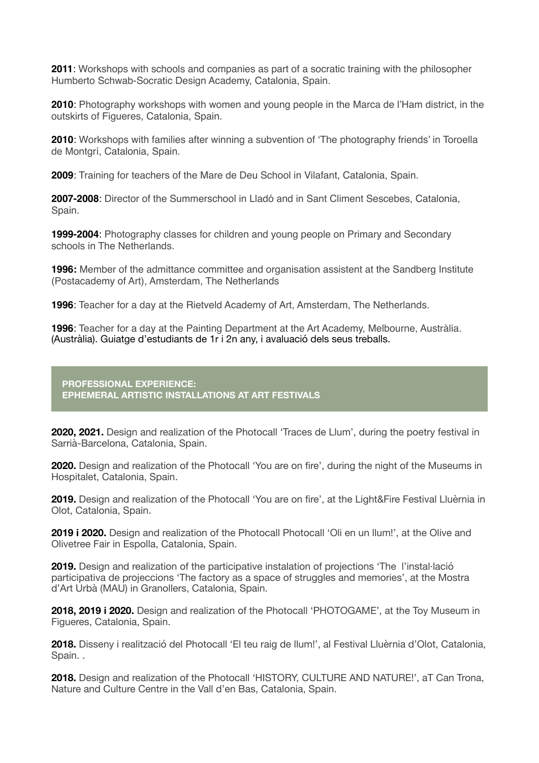**2011**: Workshops with schools and companies as part of a socratic training with the philosopher Humberto Schwab-Socratic Design Academy, Catalonia, Spain.

**2010**: Photography workshops with women and young people in the Marca de l'Ham district, in the outskirts of Figueres, Catalonia, Spain.

**2010**: Workshops with families after winning a subvention of 'The photography friends' in Toroella de Montgrí, Catalonia, Spain.

**2009**: Training for teachers of the Mare de Deu School in Vilafant, Catalonia, Spain.

**2007-2008**: Director of the Summerschool in Lladó and in Sant Climent Sescebes, Catalonia, Spain.

**1999-2004**: Photography classes for children and young people on Primary and Secondary schools in The Netherlands.

**1996:** Member of the admittance committee and organisation assistent at the Sandberg Institute (Postacademy of Art), Amsterdam, The Netherlands

**1996**: Teacher for a day at the Rietveld Academy of Art, Amsterdam, The Netherlands.

**1996**: Teacher for a day at the Painting Department at the Art Academy, Melbourne, Austràlia. (Austràlia). Guiatge d'estudiants de 1r i 2n any, i avaluació dels seus treballs.

## PROFESSIONAL EXPERIENCE: EPHEMERAL ARTISTIC INSTALLATIONS AT ART FESTIVALS

**2020, 2021.** Design and realization of the Photocall 'Traces de Llum', during the poetry festival in Sarrià-Barcelona, Catalonia, Spain.

**2020.** Design and realization of the Photocall 'You are on fire', during the night of the Museums in Hospitalet, Catalonia, Spain.

**2019.** Design and realization of the Photocall 'You are on fire', at the Light&Fire Festival Lluèrnia in Olot, Catalonia, Spain.

**2019 i 2020.** Design and realization of the Photocall Photocall 'Oli en un llum!', at the Olive and Olivetree Fair in Espolla, Catalonia, Spain.

**2019.** Design and realization of the participative instalation of projections 'The l'instal·lació participativa de projeccions 'The factory as a space of struggles and memories', at the Mostra d'Art Urbà (MAU) in Granollers, Catalonia, Spain.

**2018, 2019 i 2020.** Design and realization of the Photocall 'PHOTOGAME', at the Toy Museum in Figueres, Catalonia, Spain.

**2018.** Disseny i realització del Photocall 'El teu raig de llum!', al Festival Lluèrnia d'Olot, Catalonia, Spain. .

**2018.** Design and realization of the Photocall 'HISTORY, CULTURE AND NATURE!', aT Can Trona, Nature and Culture Centre in the Vall d'en Bas, Catalonia, Spain.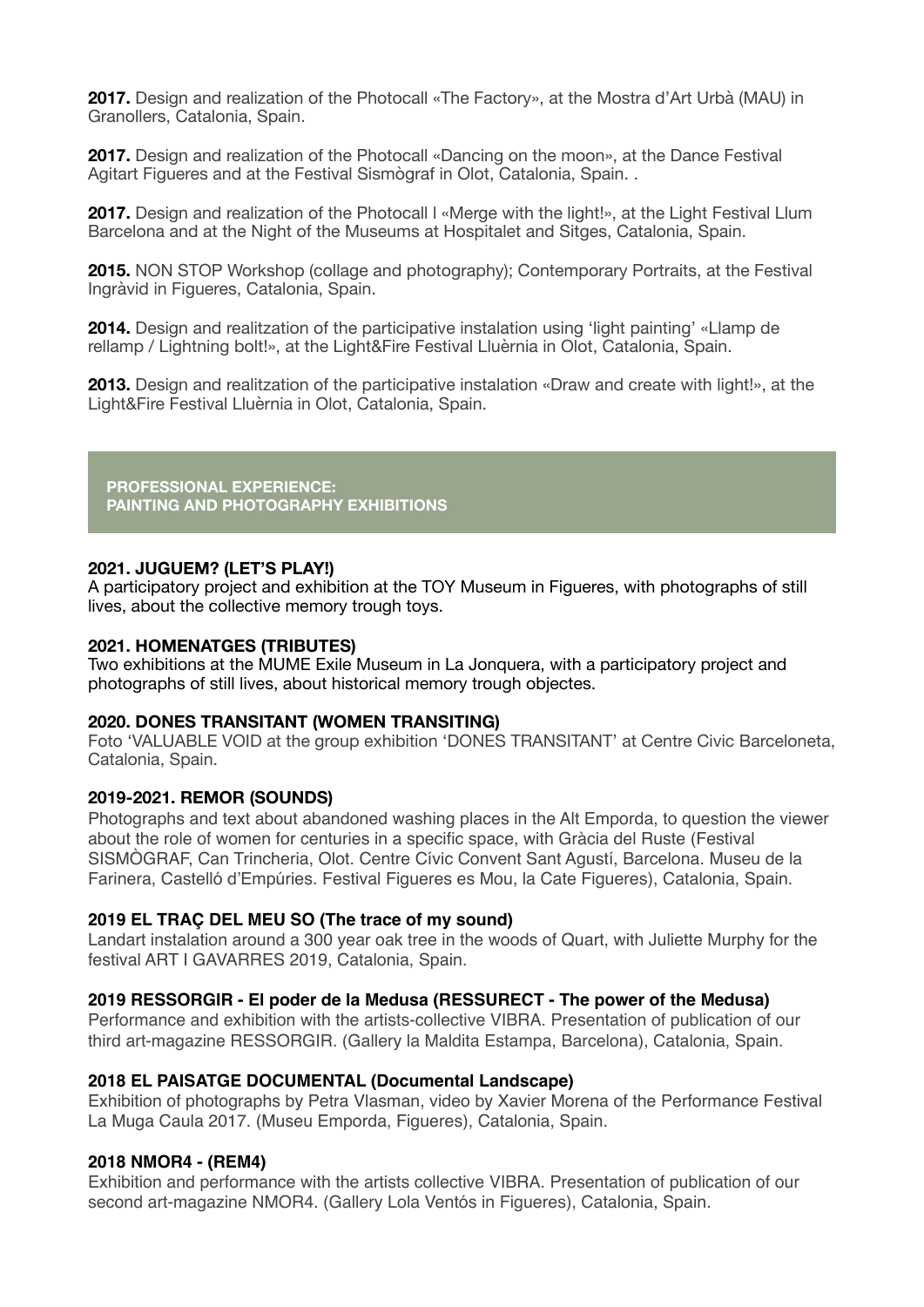**2017.** Design and realization of the Photocall «The Factory», at the Mostra d'Art Urbà (MAU) in Granollers, Catalonia, Spain.

**2017.** Design and realization of the Photocall «Dancing on the moon», at the Dance Festival Agitart Figueres and at the Festival Sismògraf in Olot, Catalonia, Spain. .

**2017.** Design and realization of the Photocall l «Merge with the light!», at the Light Festival Llum Barcelona and at the Night of the Museums at Hospitalet and Sitges, Catalonia, Spain.

**2015.** NON STOP Workshop (collage and photography); Contemporary Portraits, at the Festival Ingràvid in Figueres, Catalonia, Spain.

**2014.** Design and realitzation of the participative instalation using 'light painting' «Llamp de rellamp / Lightning bolt!», at the Light&Fire Festival Lluèrnia in Olot, Catalonia, Spain.

**2013.** Design and realitzation of the participative instalation «Draw and create with light!», at the Light&Fire Festival Lluèrnia in Olot, Catalonia, Spain.

## PROFESSIONAL EXPERIENCE: PAINTING AND PHOTOGRAPHY EXHIBITIONS

**2021. JUGUEM? (LET'S PLAY!)**
A participatory project and exhibition at the TOY Museum in Figueres, with photographs of still lives, about the collective memory trough toys.

**2021. HOMENATGES (TRIBUTES)**
Two exhibitions at the MUME Exile Museum in La Jonquera, with a participatory project and photographs of still lives, about historical memory trough objectes.

**2020. DONES TRANSITANT (WOMEN TRANSITING)**
Foto 'VALUABLE VOID at the group exhibition 'DONES TRANSITANT' at Centre Civic Barceloneta, Catalonia, Spain.

**2019-2021. REMOR (SOUNDS)**
Photographs and text about abandoned washing places in the Alt Emporda, to question the viewer about the role of women for centuries in a specific space, with Gràcia del Ruste (Festival SISMÒGRAF, Can Trincheria, Olot. Centre Cívic Convent Sant Agustí, Barcelona. Museu de la Farinera, Castelló d'Empúries. Festival Figueres es Mou, la Cate Figueres), Catalonia, Spain.

**2019 EL TRAÇ DEL MEU SO (The trace of my sound)**
Landart instalation around a 300 year oak tree in the woods of Quart, with Juliette Murphy for the festival ART I GAVARRES 2019, Catalonia, Spain.

**2019 RESSORGIR - El poder de la Medusa (RESSURECT - The power of the Medusa)**
Performance and exhibition with the artists-collective VIBRA. Presentation of publication of our third art-magazine RESSORGIR. (Gallery la Maldita Estampa, Barcelona), Catalonia, Spain.

**2018 EL PAISATGE DOCUMENTAL (Documental Landscape)**
Exhibition of photographs by Petra Vlasman, video by Xavier Morena of the Performance Festival La Muga Caula 2017. (Museu Emporda, Figueres), Catalonia, Spain.

**2018 NMOR4 - (REM4)**
Exhibition and performance with the artists collective VIBRA. Presentation of publication of our second art-magazine NMOR4. (Gallery Lola Ventós in Figueres), Catalonia, Spain.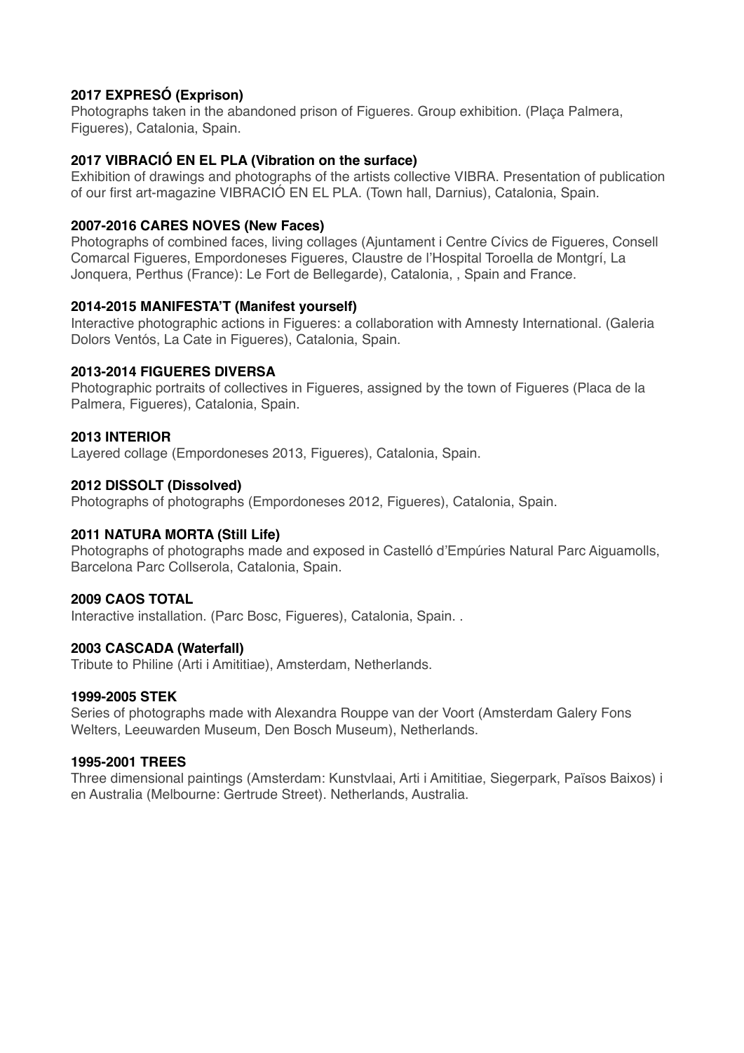**2017 EXPRESÓ (Exprison)**
Photographs taken in the abandoned prison of Figueres. Group exhibition. (Plaça Palmera, Figueres), Catalonia, Spain.

**2017 VIBRACIÓ EN EL PLA (Vibration on the surface)**
Exhibition of drawings and photographs of the artists collective VIBRA. Presentation of publication of our first art-magazine VIBRACIÓ EN EL PLA. (Town hall, Darnius), Catalonia, Spain.

**2007-2016 CARES NOVES (New Faces)**
Photographs of combined faces, living collages (Ajuntament i Centre Cívics de Figueres, Consell Comarcal Figueres, Empordoneses Figueres, Claustre de l'Hospital Toroella de Montgrí, La Jonquera, Perthus (France): Le Fort de Bellegarde), Catalonia, , Spain and France.

**2014-2015 MANIFESTA'T (Manifest yourself)**
Interactive photographic actions in Figueres: a collaboration with Amnesty International. (Galeria Dolors Ventós, La Cate in Figueres), Catalonia, Spain.

**2013-2014 FIGUERES DIVERSA**
Photographic portraits of collectives in Figueres, assigned by the town of Figueres (Placa de la Palmera, Figueres), Catalonia, Spain.

**2013 INTERIOR**
Layered collage (Empordoneses 2013, Figueres), Catalonia, Spain.

**2012 DISSOLT (Dissolved)**
Photographs of photographs (Empordoneses 2012, Figueres), Catalonia, Spain.

**2011 NATURA MORTA (Still Life)**
Photographs of photographs made and exposed in Castelló d'Empúries Natural Parc Aiguamolls, Barcelona Parc Collserola, Catalonia, Spain.

**2009 CAOS TOTAL**
Interactive installation. (Parc Bosc, Figueres), Catalonia, Spain. .

**2003 CASCADA (Waterfall)**
Tribute to Philine (Arti i Amititiae), Amsterdam, Netherlands.

**1999-2005 STEK**
Series of photographs made with Alexandra Rouppe van der Voort (Amsterdam Galery Fons Welters, Leeuwarden Museum, Den Bosch Museum), Netherlands.

**1995-2001 TREES**
Three dimensional paintings (Amsterdam: Kunstvlaai, Arti i Amititiae, Siegerpark, Països Baixos) i en Australia (Melbourne: Gertrude Street). Netherlands, Australia.